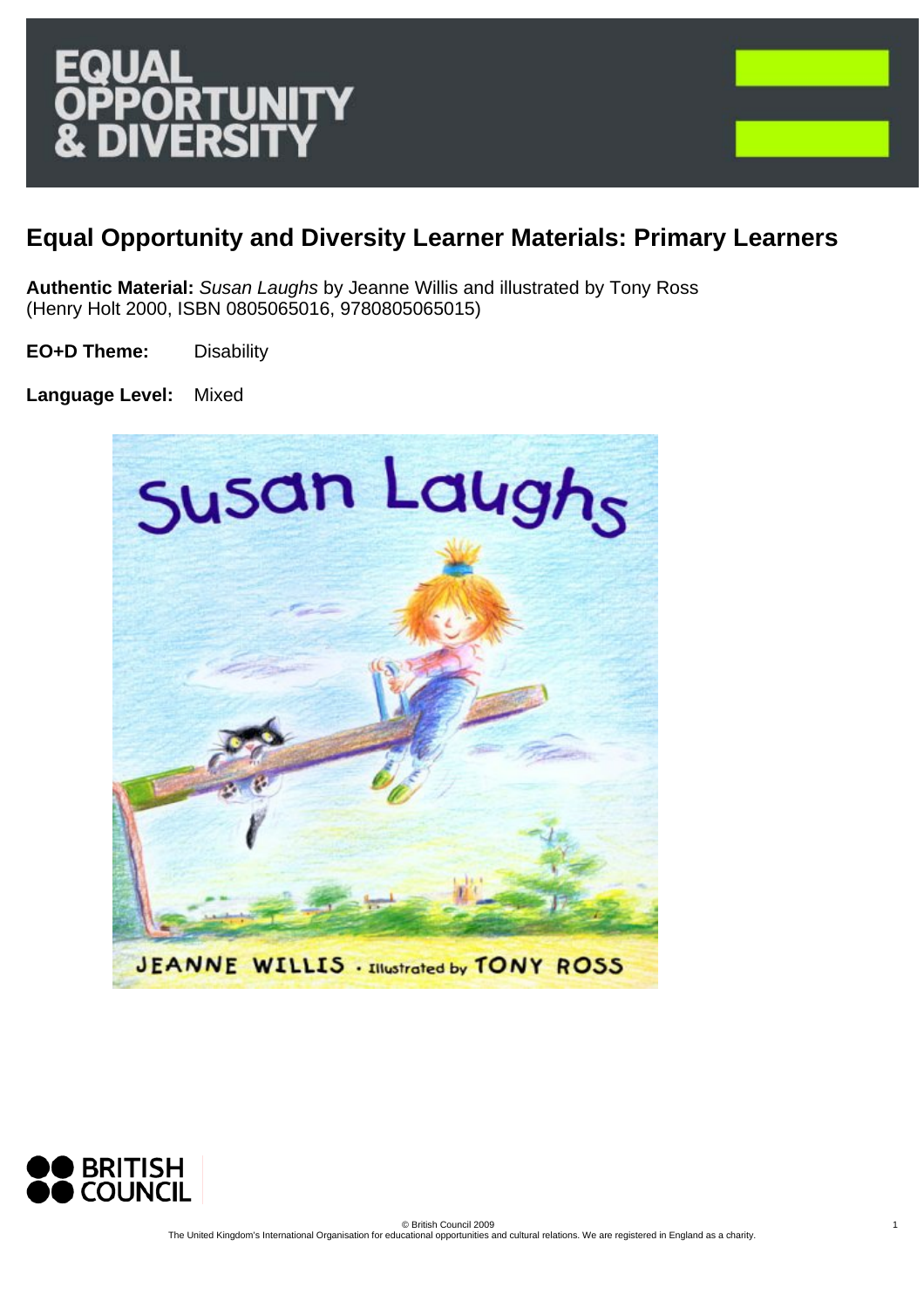# EQUAL OPPORTUNITY & DIVERSITY

## Equal Opportunity and Diversity Learner Materials: Primary Learners

**Authentic Material:** *Susan Laughs* by Jeanne Willis and illustrated by Tony Ross (Henry Holt 2000, ISBN 0805065016, 9780805065015)

**EO+D Theme:** Disability

**Language Level:** Mixed

© British Council 2009
The United Kingdom's International Organisation for educational opportunities and cultural relations. We are registered in England as a charity.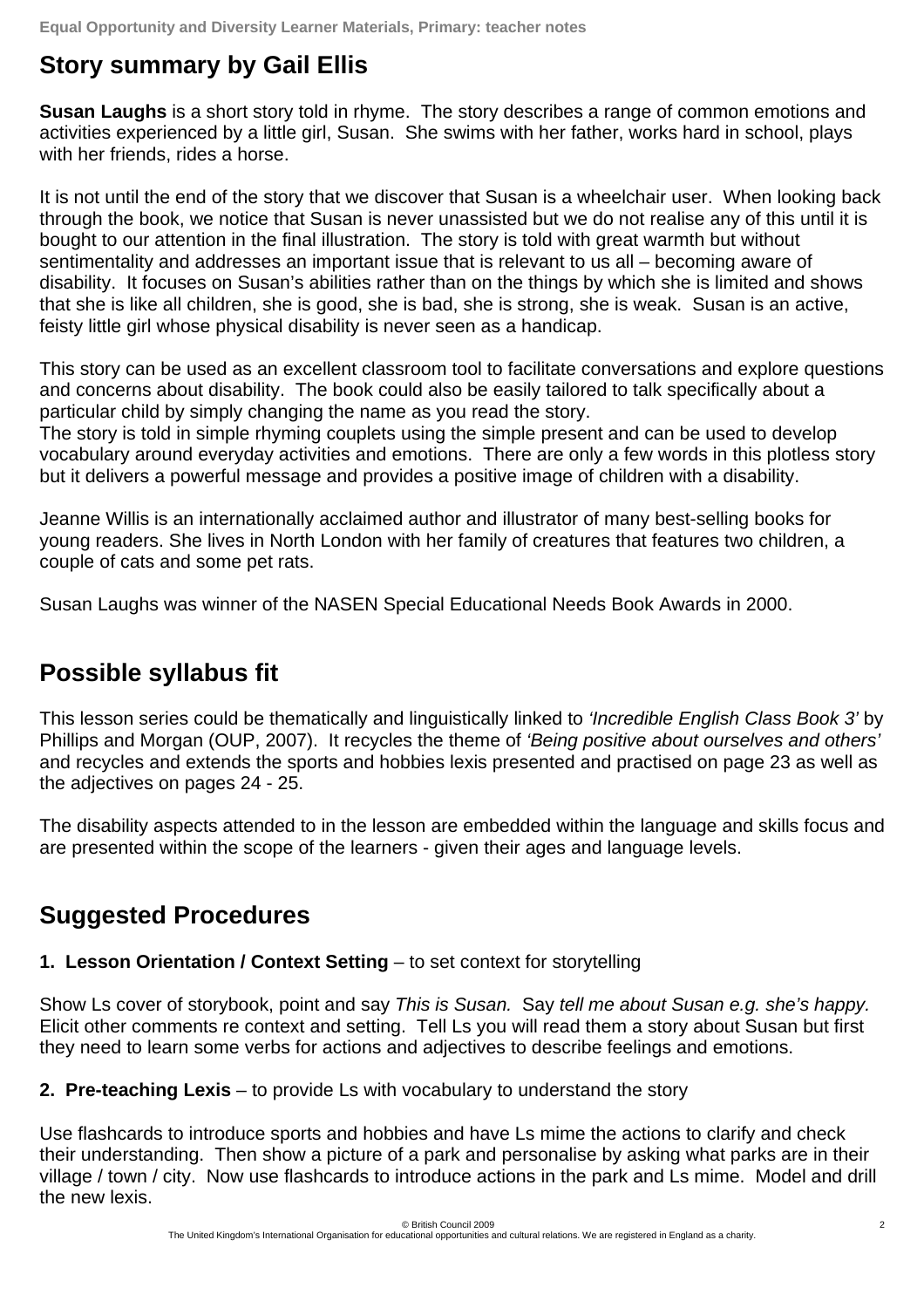## Story summary by Gail Ellis

**Susan Laughs** is a short story told in rhyme. The story describes a range of common emotions and activities experienced by a little girl, Susan. She swims with her father, works hard in school, plays with her friends, rides a horse.

It is not until the end of the story that we discover that Susan is a wheelchair user. When looking back through the book, we notice that Susan is never unassisted but we do not realise any of this until it is bought to our attention in the final illustration. The story is told with great warmth but without sentimentality and addresses an important issue that is relevant to us all – becoming aware of disability. It focuses on Susan's abilities rather than on the things by which she is limited and shows that she is like all children, she is good, she is bad, she is strong, she is weak. Susan is an active, feisty little girl whose physical disability is never seen as a handicap.

This story can be used as an excellent classroom tool to facilitate conversations and explore questions and concerns about disability. The book could also be easily tailored to talk specifically about a particular child by simply changing the name as you read the story.
The story is told in simple rhyming couplets using the simple present and can be used to develop vocabulary around everyday activities and emotions. There are only a few words in this plotless story but it delivers a powerful message and provides a positive image of children with a disability.

Jeanne Willis is an internationally acclaimed author and illustrator of many best-selling books for young readers. She lives in North London with her family of creatures that features two children, a couple of cats and some pet rats.

Susan Laughs was winner of the NASEN Special Educational Needs Book Awards in 2000.

## Possible syllabus fit

This lesson series could be thematically and linguistically linked to *'Incredible English Class Book 3'* by Phillips and Morgan (OUP, 2007). It recycles the theme of *'Being positive about ourselves and others'* and recycles and extends the sports and hobbies lexis presented and practised on page 23 as well as the adjectives on pages 24 - 25.

The disability aspects attended to in the lesson are embedded within the language and skills focus and are presented within the scope of the learners - given their ages and language levels.

## Suggested Procedures

**1. Lesson Orientation / Context Setting** – to set context for storytelling

Show Ls cover of storybook, point and say *This is Susan.* Say *tell me about Susan e.g. she's happy.* Elicit other comments re context and setting. Tell Ls you will read them a story about Susan but first they need to learn some verbs for actions and adjectives to describe feelings and emotions.

**2. Pre-teaching Lexis** – to provide Ls with vocabulary to understand the story

Use flashcards to introduce sports and hobbies and have Ls mime the actions to clarify and check their understanding. Then show a picture of a park and personalise by asking what parks are in their village / town / city. Now use flashcards to introduce actions in the park and Ls mime. Model and drill the new lexis.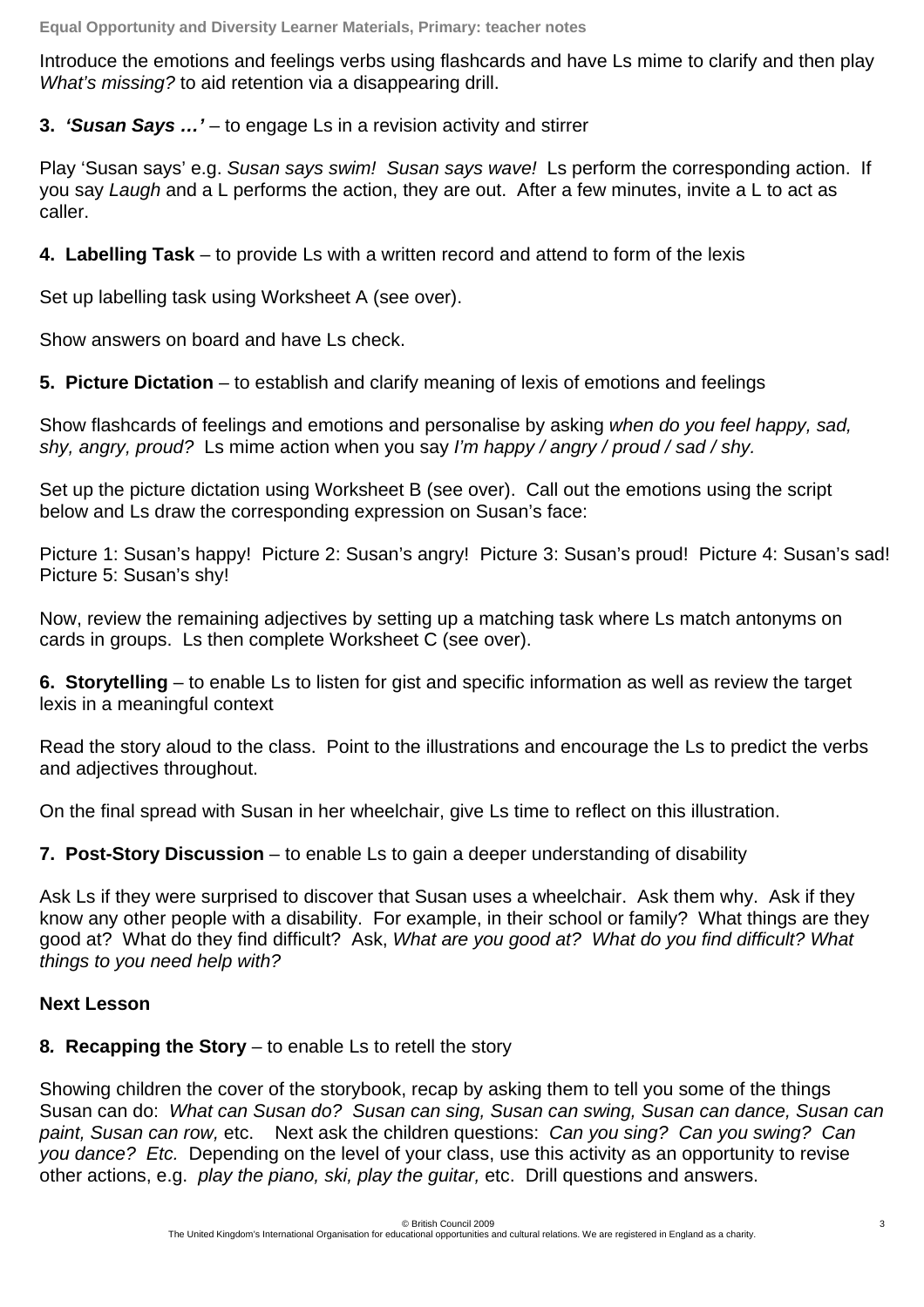Introduce the emotions and feelings verbs using flashcards and have Ls mime to clarify and then play *What's missing?* to aid retention via a disappearing drill.

**3. *'Susan Says …'*** – to engage Ls in a revision activity and stirrer

Play 'Susan says' e.g. *Susan says swim! Susan says wave!* Ls perform the corresponding action. If you say *Laugh* and a L performs the action, they are out. After a few minutes, invite a L to act as caller.

**4. Labelling Task** – to provide Ls with a written record and attend to form of the lexis

Set up labelling task using Worksheet A (see over).

Show answers on board and have Ls check.

**5. Picture Dictation** – to establish and clarify meaning of lexis of emotions and feelings

Show flashcards of feelings and emotions and personalise by asking *when do you feel happy, sad, shy, angry, proud?* Ls mime action when you say *I'm happy / angry / proud / sad / shy.*

Set up the picture dictation using Worksheet B (see over). Call out the emotions using the script below and Ls draw the corresponding expression on Susan's face:

Picture 1: Susan's happy! Picture 2: Susan's angry! Picture 3: Susan's proud! Picture 4: Susan's sad! Picture 5: Susan's shy!

Now, review the remaining adjectives by setting up a matching task where Ls match antonyms on cards in groups. Ls then complete Worksheet C (see over).

**6. Storytelling** – to enable Ls to listen for gist and specific information as well as review the target lexis in a meaningful context

Read the story aloud to the class. Point to the illustrations and encourage the Ls to predict the verbs and adjectives throughout.

On the final spread with Susan in her wheelchair, give Ls time to reflect on this illustration.

**7. Post-Story Discussion** – to enable Ls to gain a deeper understanding of disability

Ask Ls if they were surprised to discover that Susan uses a wheelchair. Ask them why. Ask if they know any other people with a disability. For example, in their school or family? What things are they good at? What do they find difficult? Ask, *What are you good at? What do you find difficult? What things to you need help with?*

**Next Lesson**

**8. Recapping the Story** – to enable Ls to retell the story

Showing children the cover of the storybook, recap by asking them to tell you some of the things Susan can do: *What can Susan do? Susan can sing, Susan can swing, Susan can dance, Susan can paint, Susan can row,* etc. Next ask the children questions: *Can you sing? Can you swing? Can you dance? Etc.* Depending on the level of your class, use this activity as an opportunity to revise other actions, e.g. *play the piano, ski, play the guitar,* etc. Drill questions and answers.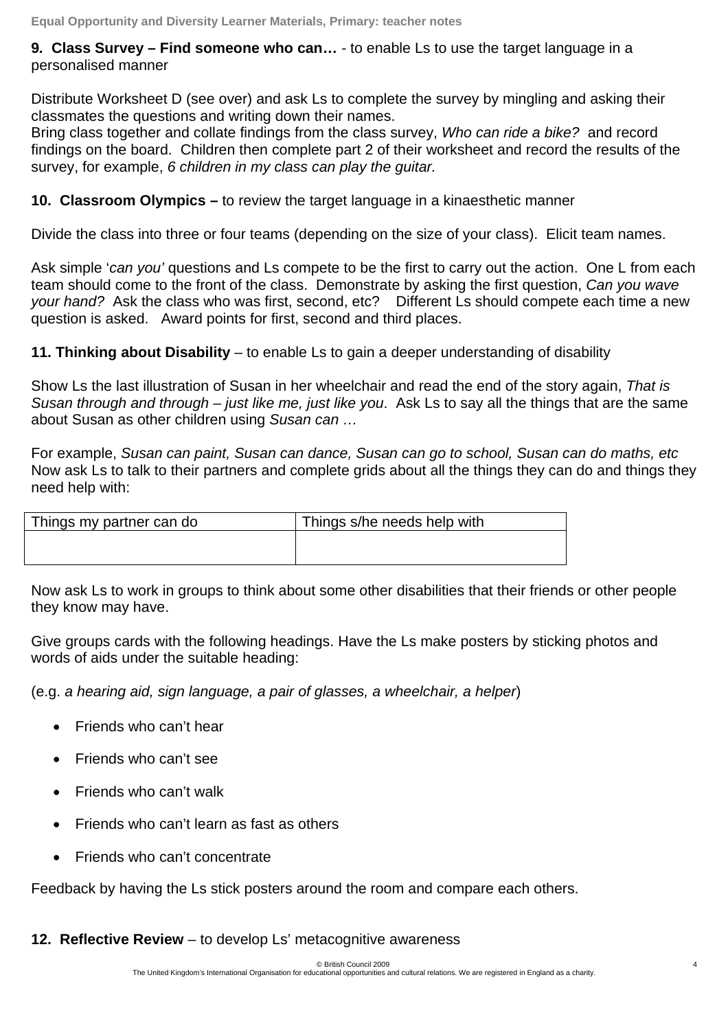**9. Class Survey – Find someone who can…** - to enable Ls to use the target language in a personalised manner

Distribute Worksheet D (see over) and ask Ls to complete the survey by mingling and asking their classmates the questions and writing down their names.
Bring class together and collate findings from the class survey, *Who can ride a bike?* and record findings on the board. Children then complete part 2 of their worksheet and record the results of the survey, for example, *6 children in my class can play the guitar.*

**10. Classroom Olympics –** to review the target language in a kinaesthetic manner

Divide the class into three or four teams (depending on the size of your class). Elicit team names.

Ask simple '*can you'* questions and Ls compete to be the first to carry out the action. One L from each team should come to the front of the class. Demonstrate by asking the first question, *Can you wave your hand?* Ask the class who was first, second, etc? Different Ls should compete each time a new question is asked. Award points for first, second and third places.

**11. Thinking about Disability** – to enable Ls to gain a deeper understanding of disability

Show Ls the last illustration of Susan in her wheelchair and read the end of the story again, *That is Susan through and through – just like me, just like you*. Ask Ls to say all the things that are the same about Susan as other children using *Susan can …*

For example, *Susan can paint, Susan can dance, Susan can go to school, Susan can do maths, etc*
Now ask Ls to talk to their partners and complete grids about all the things they can do and things they need help with:

| Things my partner can do | Things s/he needs help with |
|---|---|
| | |

Now ask Ls to work in groups to think about some other disabilities that their friends or other people they know may have.

Give groups cards with the following headings. Have the Ls make posters by sticking photos and words of aids under the suitable heading:

(e.g. *a hearing aid, sign language, a pair of glasses, a wheelchair, a helper*)

- Friends who can't hear
- Friends who can't see
- Friends who can't walk
- Friends who can't learn as fast as others
- Friends who can't concentrate

Feedback by having the Ls stick posters around the room and compare each others.

**12. Reflective Review** – to develop Ls' metacognitive awareness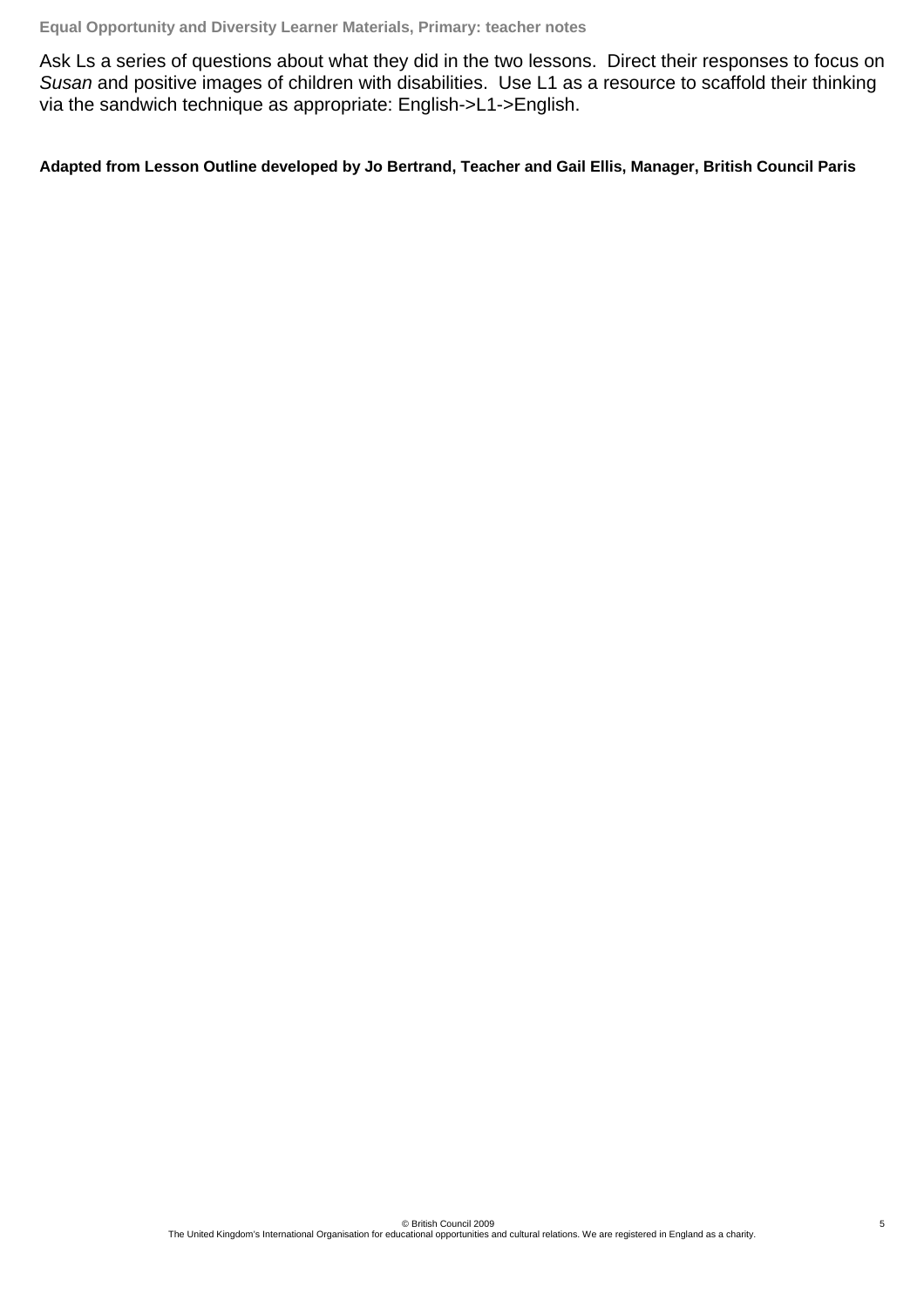Ask Ls a series of questions about what they did in the two lessons. Direct their responses to focus on *Susan* and positive images of children with disabilities. Use L1 as a resource to scaffold their thinking via the sandwich technique as appropriate: English->L1->English.

**Adapted from Lesson Outline developed by Jo Bertrand, Teacher and Gail Ellis, Manager, British Council Paris**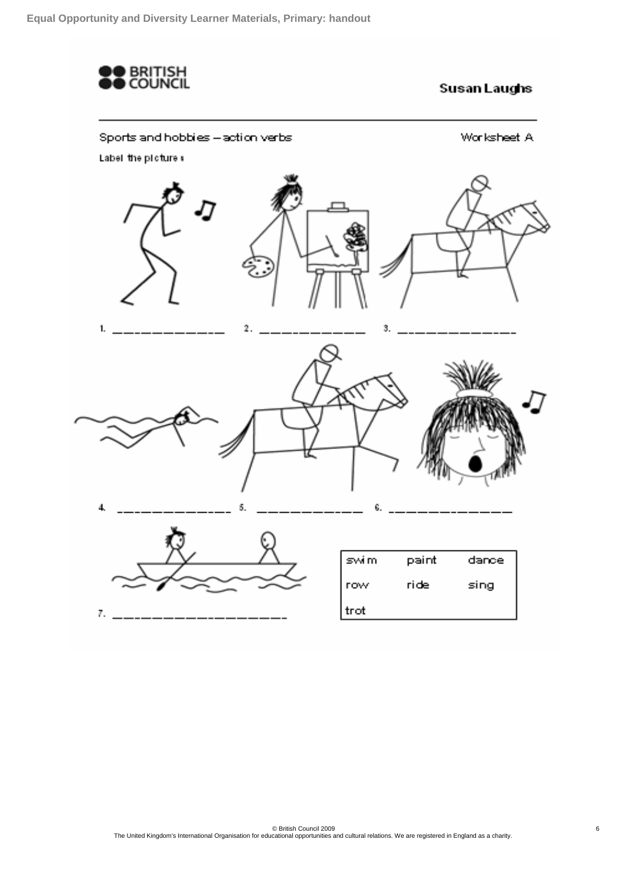**BRITISH COUNCIL**

**Susan Laughs**

---

Sports and hobbies – action verbs

Worksheet A

Label the pictures

1. \_\_\_\_\_\_\_\_\_\_\_\_ 2. \_\_\_\_\_\_\_\_\_\_\_\_ 3. \_\_\_\_\_\_\_\_\_\_\_\_

4. \_\_\_\_\_\_\_\_\_\_\_\_ 5. \_\_\_\_\_\_\_\_\_\_\_\_ 6. \_\_\_\_\_\_\_\_\_\_\_\_

7. \_\_\_\_\_\_\_\_\_\_\_\_

| swim | paint | dance |
|---|---|---|
| row | ride | sing |
| trot | | |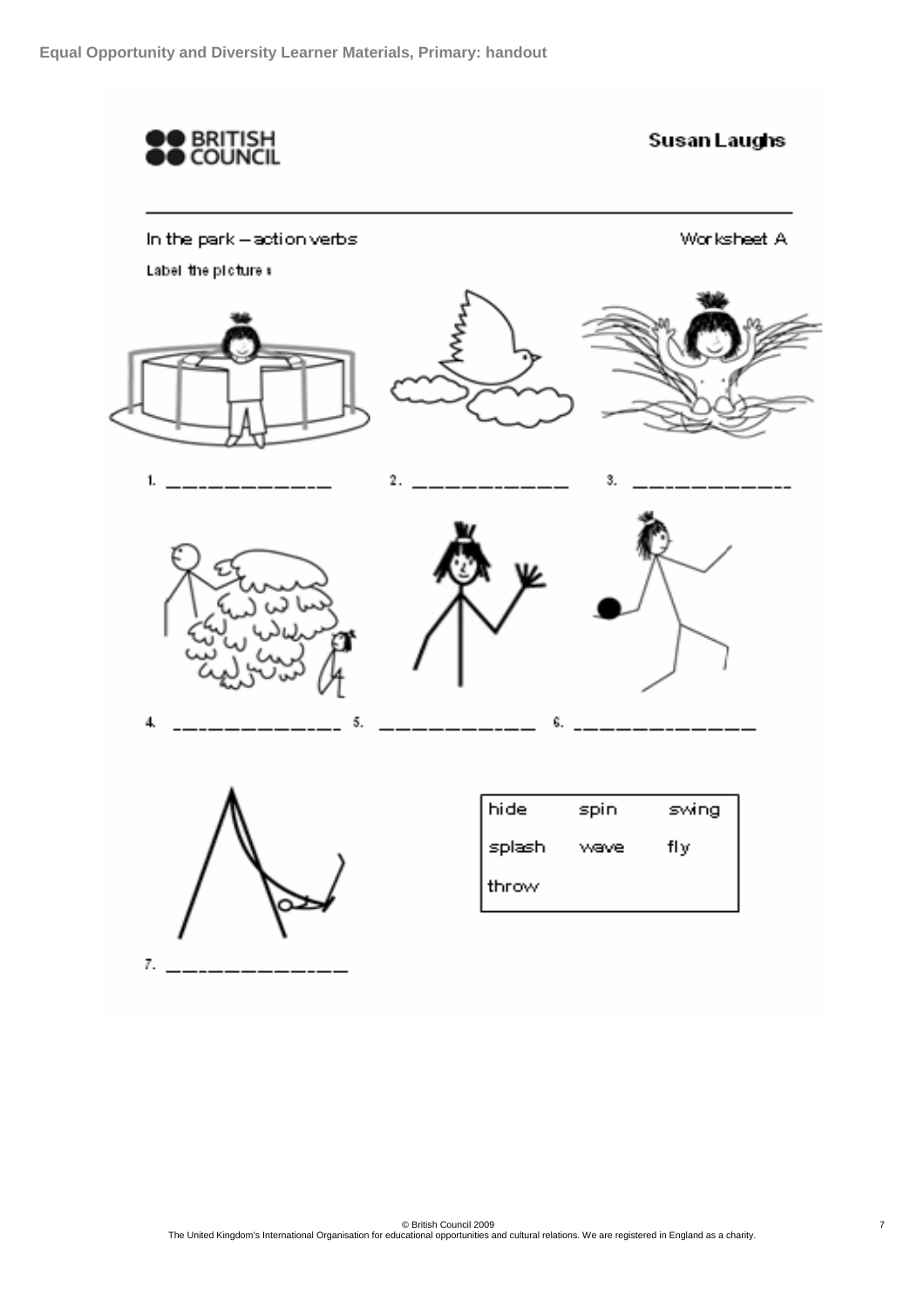**BRITISH COUNCIL**

## Susan Laughs

In the park – action verbs

Worksheet A

Label the pictures

1. ____________

2. ____________

3. ____________

4. ____________

5. ____________

6. ____________

7. ____________

| hide | spin | swing |
|---|---|---|
| splash | wave | fly |
| throw | | |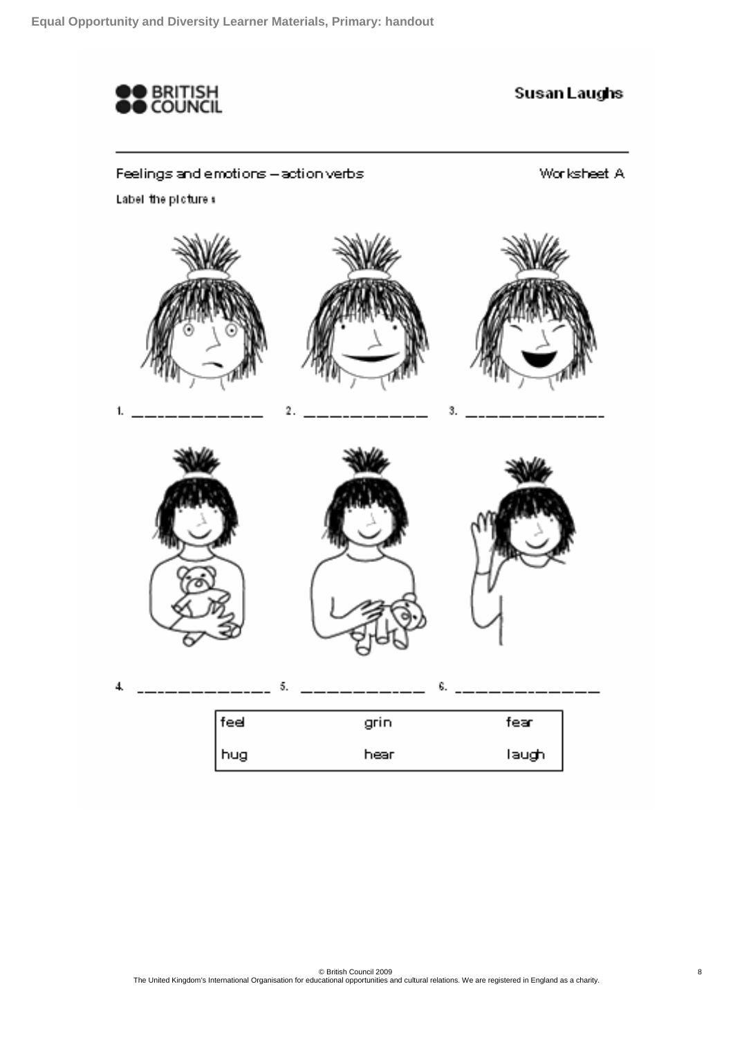BRITISH COUNCIL

**Susan Laughs**

Feelings and emotions – action verbs

Worksheet A

Label the pictures

1. ____________ 2. ____________ 3. ____________

4. ____________ 5. ____________ 6. ____________

| feel | grin | fear |
|---|---|---|
| hug | hear | laugh |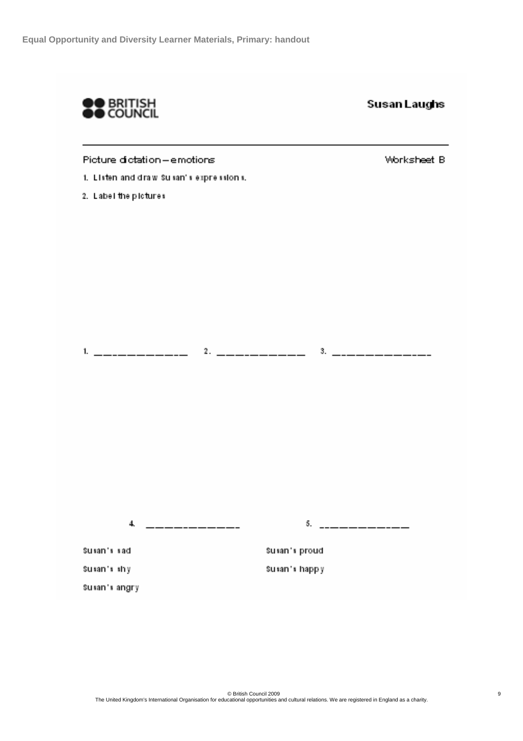BRITISH COUNCIL

## Susan Laughs

Picture dictation – emotions

Worksheet B

1. Listen and draw Susan's expressions.
2. Label the pictures

1. ____________ 2. ____________ 3. ____________

4. ____________ 5. ____________

Susan's sad

Susan's shy

Susan's angry

Susan's proud

Susan's happy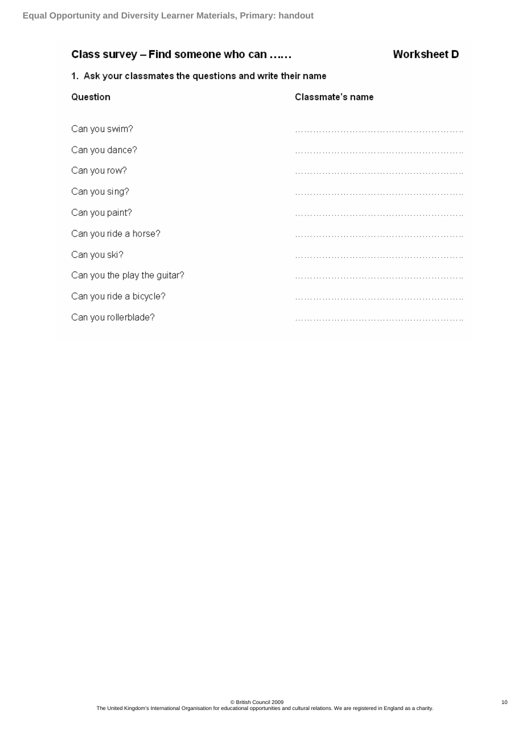## Class survey – Find someone who can ……     Worksheet D

1. Ask your classmates the questions and write their name

| Question | Classmate's name |
| --- | --- |
| Can you swim? | ………………………………………………. |
| Can you dance? | ………………………………………………. |
| Can you row? | ………………………………………………. |
| Can you sing? | ………………………………………………. |
| Can you paint? | ………………………………………………. |
| Can you ride a horse? | ………………………………………………. |
| Can you ski? | ………………………………………………. |
| Can you the play the guitar? | ………………………………………………. |
| Can you ride a bicycle? | ………………………………………………. |
| Can you rollerblade? | ………………………………………………. |

© British Council 2009
The United Kingdom's International Organisation for educational opportunities and cultural relations. We are registered in England as a charity.